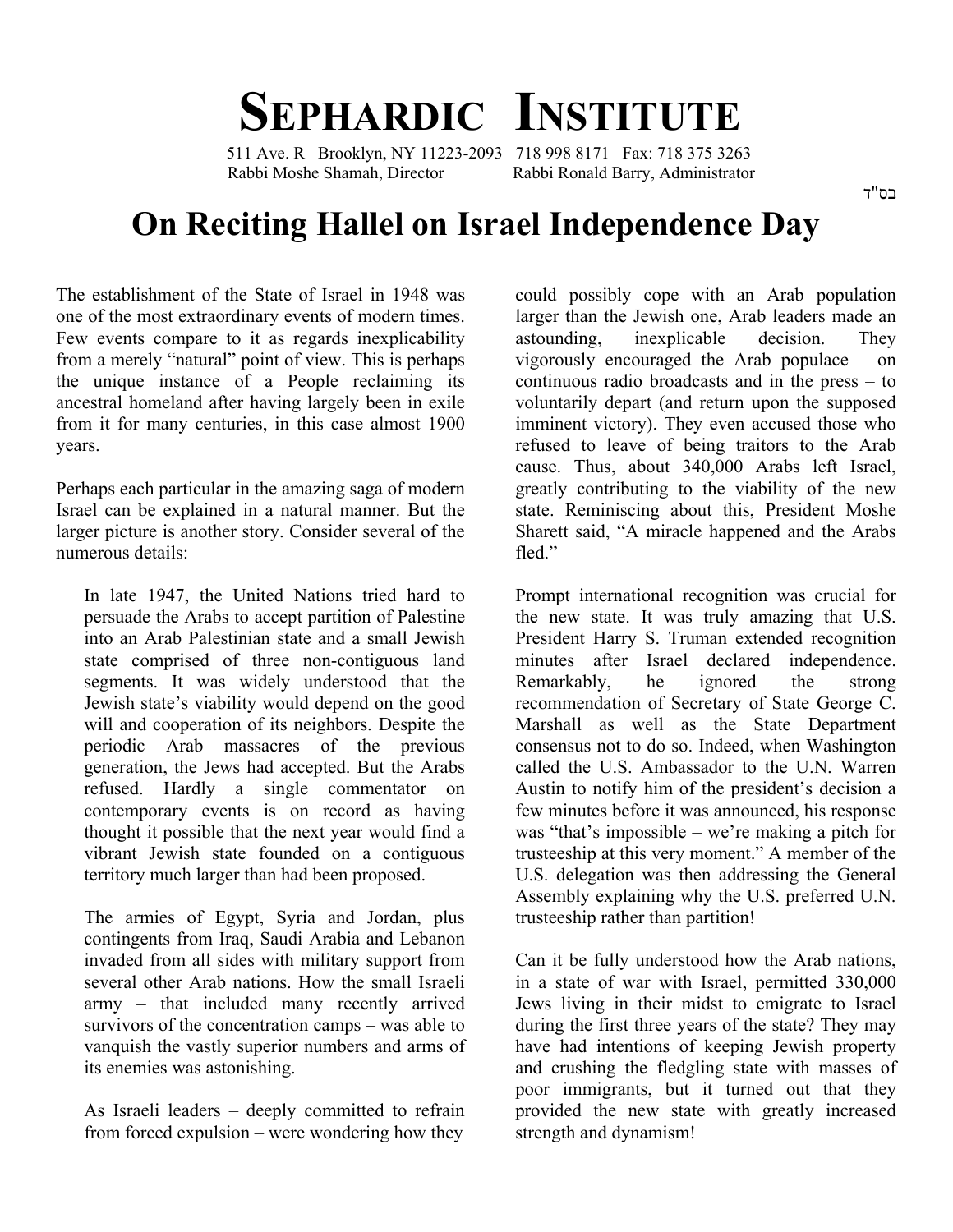# SEPHARDIC INSTITUTE

511 Ave. R Brooklyn, NY 11223-2093 718 998 8171 Fax: 718 375 3263
Rabbi Moshe Shamah, Director Rabbi Ronald Barry, Administrator

בס"ד

# On Reciting Hallel on Israel Independence Day

The establishment of the State of Israel in 1948 was one of the most extraordinary events of modern times. Few events compare to it as regards inexplicability from a merely "natural" point of view. This is perhaps the unique instance of a People reclaiming its ancestral homeland after having largely been in exile from it for many centuries, in this case almost 1900 years.

Perhaps each particular in the amazing saga of modern Israel can be explained in a natural manner. But the larger picture is another story. Consider several of the numerous details:

> In late 1947, the United Nations tried hard to persuade the Arabs to accept partition of Palestine into an Arab Palestinian state and a small Jewish state comprised of three non-contiguous land segments. It was widely understood that the Jewish state's viability would depend on the good will and cooperation of its neighbors. Despite the periodic Arab massacres of the previous generation, the Jews had accepted. But the Arabs refused. Hardly a single commentator on contemporary events is on record as having thought it possible that the next year would find a vibrant Jewish state founded on a contiguous territory much larger than had been proposed.
>
> The armies of Egypt, Syria and Jordan, plus contingents from Iraq, Saudi Arabia and Lebanon invaded from all sides with military support from several other Arab nations. How the small Israeli army – that included many recently arrived survivors of the concentration camps – was able to vanquish the vastly superior numbers and arms of its enemies was astonishing.
>
> As Israeli leaders – deeply committed to refrain from forced expulsion – were wondering how they could possibly cope with an Arab population larger than the Jewish one, Arab leaders made an astounding, inexplicable decision. They vigorously encouraged the Arab populace – on continuous radio broadcasts and in the press – to voluntarily depart (and return upon the supposed imminent victory). They even accused those who refused to leave of being traitors to the Arab cause. Thus, about 340,000 Arabs left Israel, greatly contributing to the viability of the new state. Reminiscing about this, President Moshe Sharett said, "A miracle happened and the Arabs fled."
>
> Prompt international recognition was crucial for the new state. It was truly amazing that U.S. President Harry S. Truman extended recognition minutes after Israel declared independence. Remarkably, he ignored the strong recommendation of Secretary of State George C. Marshall as well as the State Department consensus not to do so. Indeed, when Washington called the U.S. Ambassador to the U.N. Warren Austin to notify him of the president's decision a few minutes before it was announced, his response was "that's impossible – we're making a pitch for trusteeship at this very moment." A member of the U.S. delegation was then addressing the General Assembly explaining why the U.S. preferred U.N. trusteeship rather than partition!
>
> Can it be fully understood how the Arab nations, in a state of war with Israel, permitted 330,000 Jews living in their midst to emigrate to Israel during the first three years of the state? They may have had intentions of keeping Jewish property and crushing the fledgling state with masses of poor immigrants, but it turned out that they provided the new state with greatly increased strength and dynamism!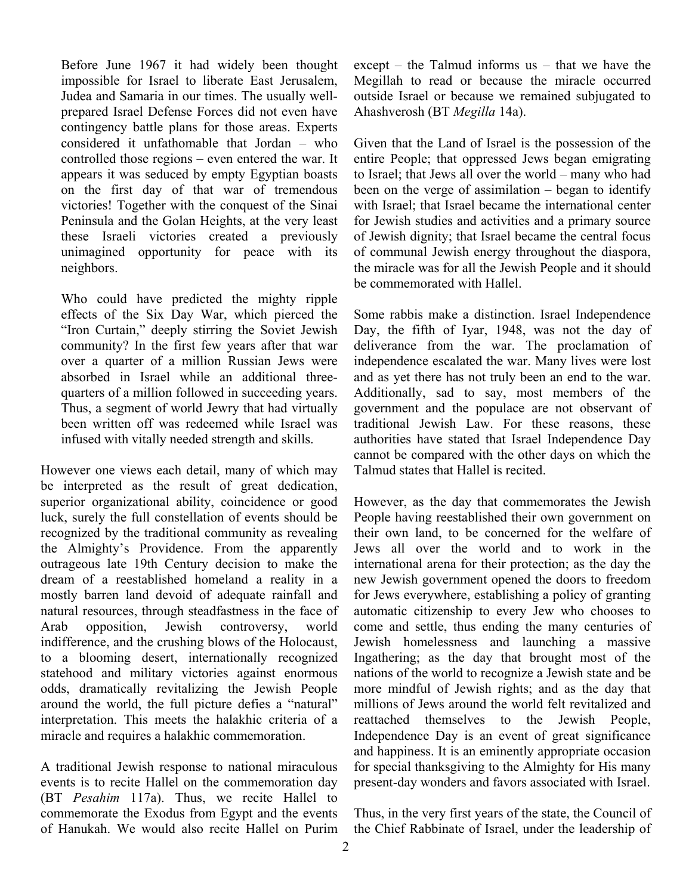> Before June 1967 it had widely been thought impossible for Israel to liberate East Jerusalem, Judea and Samaria in our times. The usually well-prepared Israel Defense Forces did not even have contingency battle plans for those areas. Experts considered it unfathomable that Jordan – who controlled those regions – even entered the war. It appears it was seduced by empty Egyptian boasts on the first day of that war of tremendous victories! Together with the conquest of the Sinai Peninsula and the Golan Heights, at the very least these Israeli victories created a previously unimagined opportunity for peace with its neighbors.
>
> Who could have predicted the mighty ripple effects of the Six Day War, which pierced the "Iron Curtain," deeply stirring the Soviet Jewish community? In the first few years after that war over a quarter of a million Russian Jews were absorbed in Israel while an additional three-quarters of a million followed in succeeding years. Thus, a segment of world Jewry that had virtually been written off was redeemed while Israel was infused with vitally needed strength and skills.

However one views each detail, many of which may be interpreted as the result of great dedication, superior organizational ability, coincidence or good luck, surely the full constellation of events should be recognized by the traditional community as revealing the Almighty's Providence. From the apparently outrageous late 19th Century decision to make the dream of a reestablished homeland a reality in a mostly barren land devoid of adequate rainfall and natural resources, through steadfastness in the face of Arab opposition, Jewish controversy, world indifference, and the crushing blows of the Holocaust, to a blooming desert, internationally recognized statehood and military victories against enormous odds, dramatically revitalizing the Jewish People around the world, the full picture defies a "natural" interpretation. This meets the halakhic criteria of a miracle and requires a halakhic commemoration.

A traditional Jewish response to national miraculous events is to recite Hallel on the commemoration day (BT *Pesahim* 117a). Thus, we recite Hallel to commemorate the Exodus from Egypt and the events of Hanukah. We would also recite Hallel on Purim except – the Talmud informs us – that we have the Megillah to read or because the miracle occurred outside Israel or because we remained subjugated to Ahashverosh (BT *Megilla* 14a).

Given that the Land of Israel is the possession of the entire People; that oppressed Jews began emigrating to Israel; that Jews all over the world – many who had been on the verge of assimilation – began to identify with Israel; that Israel became the international center for Jewish studies and activities and a primary source of Jewish dignity; that Israel became the central focus of communal Jewish energy throughout the diaspora, the miracle was for all the Jewish People and it should be commemorated with Hallel.

Some rabbis make a distinction. Israel Independence Day, the fifth of Iyar, 1948, was not the day of deliverance from the war. The proclamation of independence escalated the war. Many lives were lost and as yet there has not truly been an end to the war. Additionally, sad to say, most members of the government and the populace are not observant of traditional Jewish Law. For these reasons, these authorities have stated that Israel Independence Day cannot be compared with the other days on which the Talmud states that Hallel is recited.

However, as the day that commemorates the Jewish People having reestablished their own government on their own land, to be concerned for the welfare of Jews all over the world and to work in the international arena for their protection; as the day the new Jewish government opened the doors to freedom for Jews everywhere, establishing a policy of granting automatic citizenship to every Jew who chooses to come and settle, thus ending the many centuries of Jewish homelessness and launching a massive Ingathering; as the day that brought most of the nations of the world to recognize a Jewish state and be more mindful of Jewish rights; and as the day that millions of Jews around the world felt revitalized and reattached themselves to the Jewish People, Independence Day is an event of great significance and happiness. It is an eminently appropriate occasion for special thanksgiving to the Almighty for His many present-day wonders and favors associated with Israel.

Thus, in the very first years of the state, the Council of the Chief Rabbinate of Israel, under the leadership of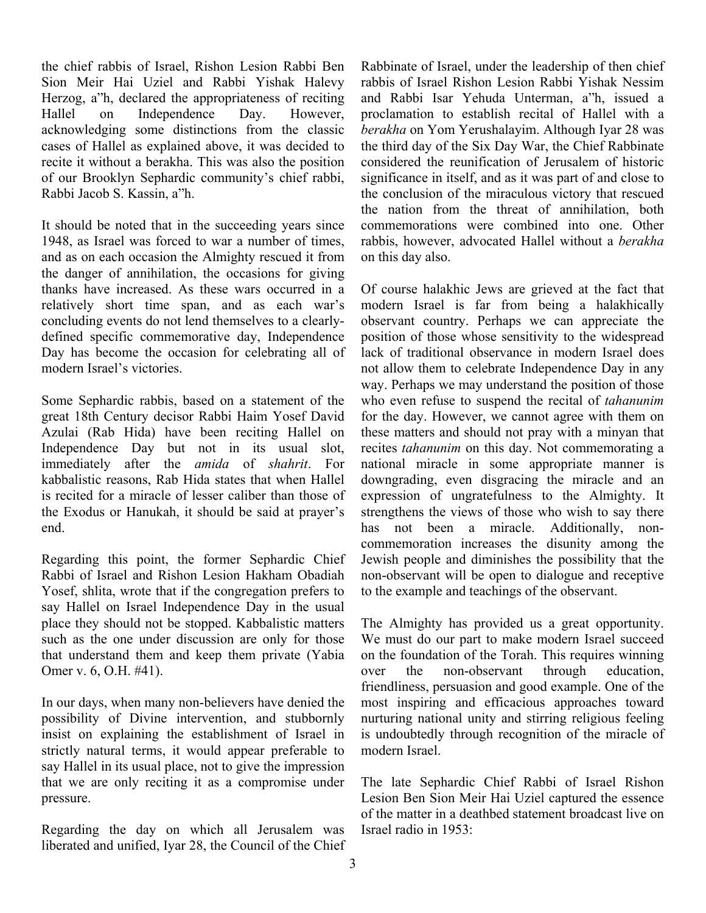the chief rabbis of Israel, Rishon Lesion Rabbi Ben Sion Meir Hai Uziel and Rabbi Yishak Halevy Herzog, a"h, declared the appropriateness of reciting Hallel on Independence Day. However, acknowledging some distinctions from the classic cases of Hallel as explained above, it was decided to recite it without a berakha. This was also the position of our Brooklyn Sephardic community's chief rabbi, Rabbi Jacob S. Kassin, a"h.

It should be noted that in the succeeding years since 1948, as Israel was forced to war a number of times, and as on each occasion the Almighty rescued it from the danger of annihilation, the occasions for giving thanks have increased. As these wars occurred in a relatively short time span, and as each war's concluding events do not lend themselves to a clearly-defined specific commemorative day, Independence Day has become the occasion for celebrating all of modern Israel's victories.

Some Sephardic rabbis, based on a statement of the great 18th Century decisor Rabbi Haim Yosef David Azulai (Rab Hida) have been reciting Hallel on Independence Day but not in its usual slot, immediately after the *amida* of *shahrit*. For kabbalistic reasons, Rab Hida states that when Hallel is recited for a miracle of lesser caliber than those of the Exodus or Hanukah, it should be said at prayer's end.

Regarding this point, the former Sephardic Chief Rabbi of Israel and Rishon Lesion Hakham Obadiah Yosef, shlita, wrote that if the congregation prefers to say Hallel on Israel Independence Day in the usual place they should not be stopped. Kabbalistic matters such as the one under discussion are only for those that understand them and keep them private (Yabia Omer v. 6, O.H. #41).

In our days, when many non-believers have denied the possibility of Divine intervention, and stubbornly insist on explaining the establishment of Israel in strictly natural terms, it would appear preferable to say Hallel in its usual place, not to give the impression that we are only reciting it as a compromise under pressure.

Regarding the day on which all Jerusalem was liberated and unified, Iyar 28, the Council of the Chief Rabbinate of Israel, under the leadership of then chief rabbis of Israel Rishon Lesion Rabbi Yishak Nessim and Rabbi Isar Yehuda Unterman, a"h, issued a proclamation to establish recital of Hallel with a *berakha* on Yom Yerushalayim. Although Iyar 28 was the third day of the Six Day War, the Chief Rabbinate considered the reunification of Jerusalem of historic significance in itself, and as it was part of and close to the conclusion of the miraculous victory that rescued the nation from the threat of annihilation, both commemorations were combined into one. Other rabbis, however, advocated Hallel without a *berakha* on this day also.

Of course halakhic Jews are grieved at the fact that modern Israel is far from being a halakhically observant country. Perhaps we can appreciate the position of those whose sensitivity to the widespread lack of traditional observance in modern Israel does not allow them to celebrate Independence Day in any way. Perhaps we may understand the position of those who even refuse to suspend the recital of *tahanunim* for the day. However, we cannot agree with them on these matters and should not pray with a minyan that recites *tahanunim* on this day. Not commemorating a national miracle in some appropriate manner is downgrading, even disgracing the miracle and an expression of ungratefulness to the Almighty. It strengthens the views of those who wish to say there has not been a miracle. Additionally, non-commemoration increases the disunity among the Jewish people and diminishes the possibility that the non-observant will be open to dialogue and receptive to the example and teachings of the observant.

The Almighty has provided us a great opportunity. We must do our part to make modern Israel succeed on the foundation of the Torah. This requires winning over the non-observant through education, friendliness, persuasion and good example. One of the most inspiring and efficacious approaches toward nurturing national unity and stirring religious feeling is undoubtedly through recognition of the miracle of modern Israel.

The late Sephardic Chief Rabbi of Israel Rishon Lesion Ben Sion Meir Hai Uziel captured the essence of the matter in a deathbed statement broadcast live on Israel radio in 1953: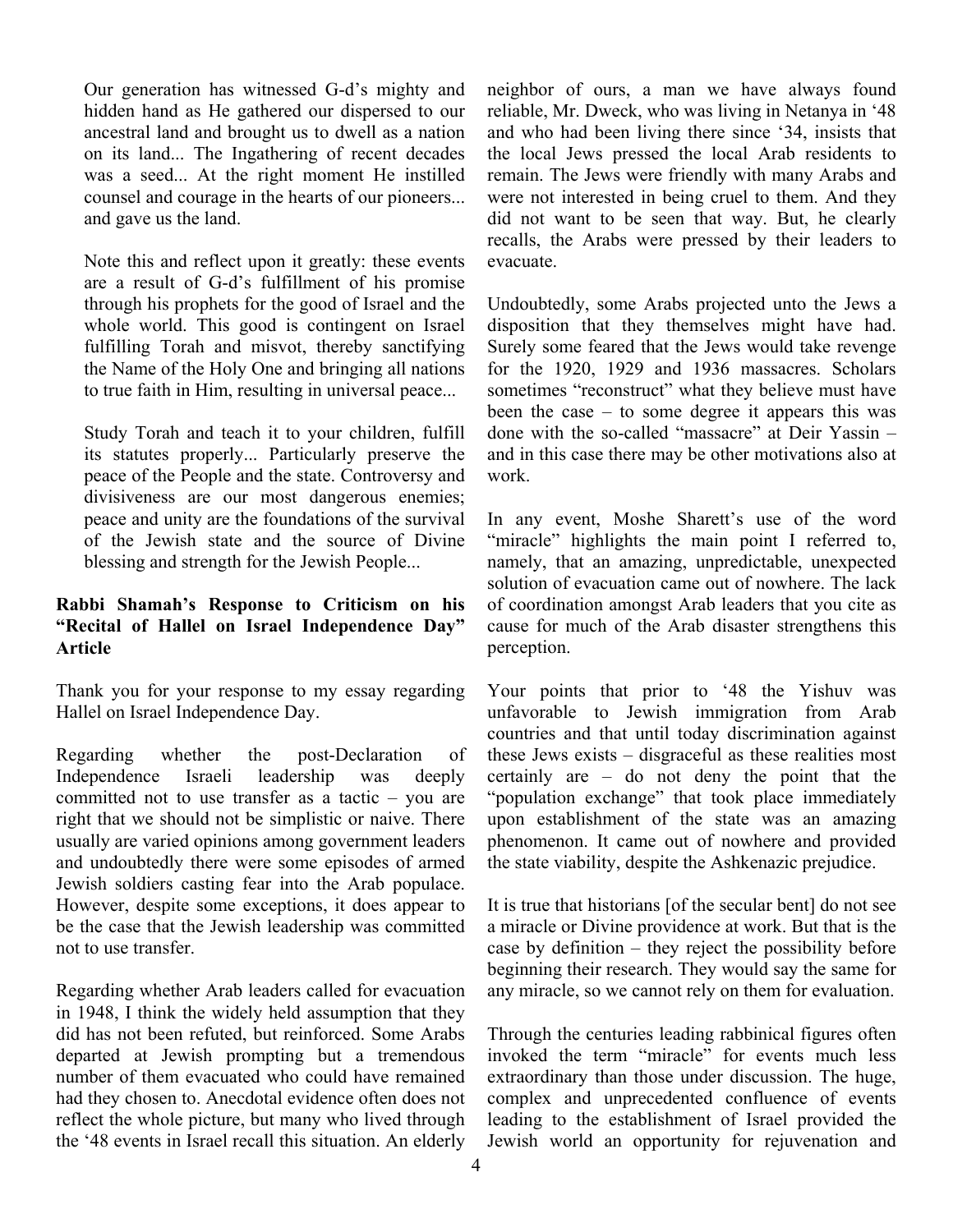Our generation has witnessed G-d's mighty and hidden hand as He gathered our dispersed to our ancestral land and brought us to dwell as a nation on its land... The Ingathering of recent decades was a seed... At the right moment He instilled counsel and courage in the hearts of our pioneers... and gave us the land.

Note this and reflect upon it greatly: these events are a result of G-d's fulfillment of his promise through his prophets for the good of Israel and the whole world. This good is contingent on Israel fulfilling Torah and misvot, thereby sanctifying the Name of the Holy One and bringing all nations to true faith in Him, resulting in universal peace...

Study Torah and teach it to your children, fulfill its statutes properly... Particularly preserve the peace of the People and the state. Controversy and divisiveness are our most dangerous enemies; peace and unity are the foundations of the survival of the Jewish state and the source of Divine blessing and strength for the Jewish People...

**Rabbi Shamah's Response to Criticism on his "Recital of Hallel on Israel Independence Day" Article**

Thank you for your response to my essay regarding Hallel on Israel Independence Day.

Regarding whether the post-Declaration of Independence Israeli leadership was deeply committed not to use transfer as a tactic – you are right that we should not be simplistic or naive. There usually are varied opinions among government leaders and undoubtedly there were some episodes of armed Jewish soldiers casting fear into the Arab populace. However, despite some exceptions, it does appear to be the case that the Jewish leadership was committed not to use transfer.

Regarding whether Arab leaders called for evacuation in 1948, I think the widely held assumption that they did has not been refuted, but reinforced. Some Arabs departed at Jewish prompting but a tremendous number of them evacuated who could have remained had they chosen to. Anecdotal evidence often does not reflect the whole picture, but many who lived through the '48 events in Israel recall this situation. An elderly neighbor of ours, a man we have always found reliable, Mr. Dweck, who was living in Netanya in '48 and who had been living there since '34, insists that the local Jews pressed the local Arab residents to remain. The Jews were friendly with many Arabs and were not interested in being cruel to them. And they did not want to be seen that way. But, he clearly recalls, the Arabs were pressed by their leaders to evacuate.

Undoubtedly, some Arabs projected unto the Jews a disposition that they themselves might have had. Surely some feared that the Jews would take revenge for the 1920, 1929 and 1936 massacres. Scholars sometimes "reconstruct" what they believe must have been the case – to some degree it appears this was done with the so-called "massacre" at Deir Yassin – and in this case there may be other motivations also at work.

In any event, Moshe Sharett's use of the word "miracle" highlights the main point I referred to, namely, that an amazing, unpredictable, unexpected solution of evacuation came out of nowhere. The lack of coordination amongst Arab leaders that you cite as cause for much of the Arab disaster strengthens this perception.

Your points that prior to '48 the Yishuv was unfavorable to Jewish immigration from Arab countries and that until today discrimination against these Jews exists – disgraceful as these realities most certainly are – do not deny the point that the "population exchange" that took place immediately upon establishment of the state was an amazing phenomenon. It came out of nowhere and provided the state viability, despite the Ashkenazic prejudice.

It is true that historians [of the secular bent] do not see a miracle or Divine providence at work. But that is the case by definition – they reject the possibility before beginning their research. They would say the same for any miracle, so we cannot rely on them for evaluation.

Through the centuries leading rabbinical figures often invoked the term "miracle" for events much less extraordinary than those under discussion. The huge, complex and unprecedented confluence of events leading to the establishment of Israel provided the Jewish world an opportunity for rejuvenation and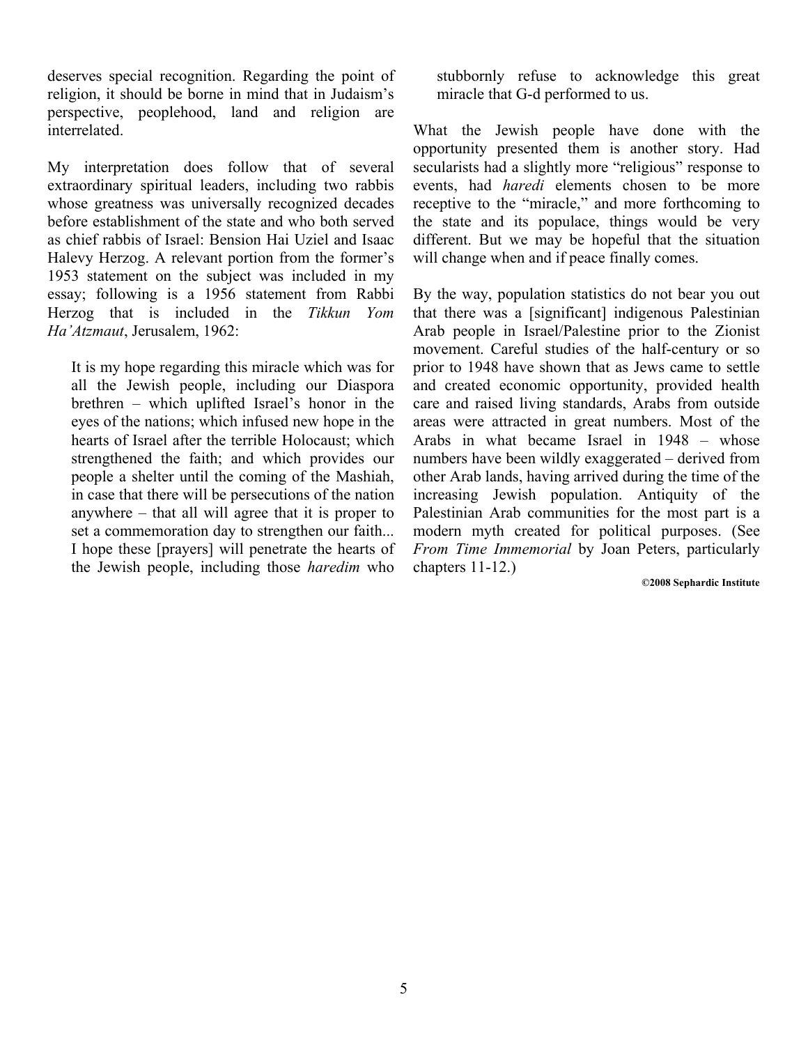deserves special recognition. Regarding the point of religion, it should be borne in mind that in Judaism's perspective, peoplehood, land and religion are interrelated.

My interpretation does follow that of several extraordinary spiritual leaders, including two rabbis whose greatness was universally recognized decades before establishment of the state and who both served as chief rabbis of Israel: Bension Hai Uziel and Isaac Halevy Herzog. A relevant portion from the former's 1953 statement on the subject was included in my essay; following is a 1956 statement from Rabbi Herzog that is included in the *Tikkun Yom Ha'Atzmaut*, Jerusalem, 1962:

> It is my hope regarding this miracle which was for all the Jewish people, including our Diaspora brethren – which uplifted Israel's honor in the eyes of the nations; which infused new hope in the hearts of Israel after the terrible Holocaust; which strengthened the faith; and which provides our people a shelter until the coming of the Mashiah, in case that there will be persecutions of the nation anywhere – that all will agree that it is proper to set a commemoration day to strengthen our faith... I hope these [prayers] will penetrate the hearts of the Jewish people, including those *haredim* who stubbornly refuse to acknowledge this great miracle that G-d performed to us.

What the Jewish people have done with the opportunity presented them is another story. Had secularists had a slightly more "religious" response to events, had *haredi* elements chosen to be more receptive to the "miracle," and more forthcoming to the state and its populace, things would be very different. But we may be hopeful that the situation will change when and if peace finally comes.

By the way, population statistics do not bear you out that there was a [significant] indigenous Palestinian Arab people in Israel/Palestine prior to the Zionist movement. Careful studies of the half-century or so prior to 1948 have shown that as Jews came to settle and created economic opportunity, provided health care and raised living standards, Arabs from outside areas were attracted in great numbers. Most of the Arabs in what became Israel in 1948 – whose numbers have been wildly exaggerated – derived from other Arab lands, having arrived during the time of the increasing Jewish population. Antiquity of the Palestinian Arab communities for the most part is a modern myth created for political purposes. (See *From Time Immemorial* by Joan Peters, particularly chapters 11-12.)

**©2008 Sephardic Institute**